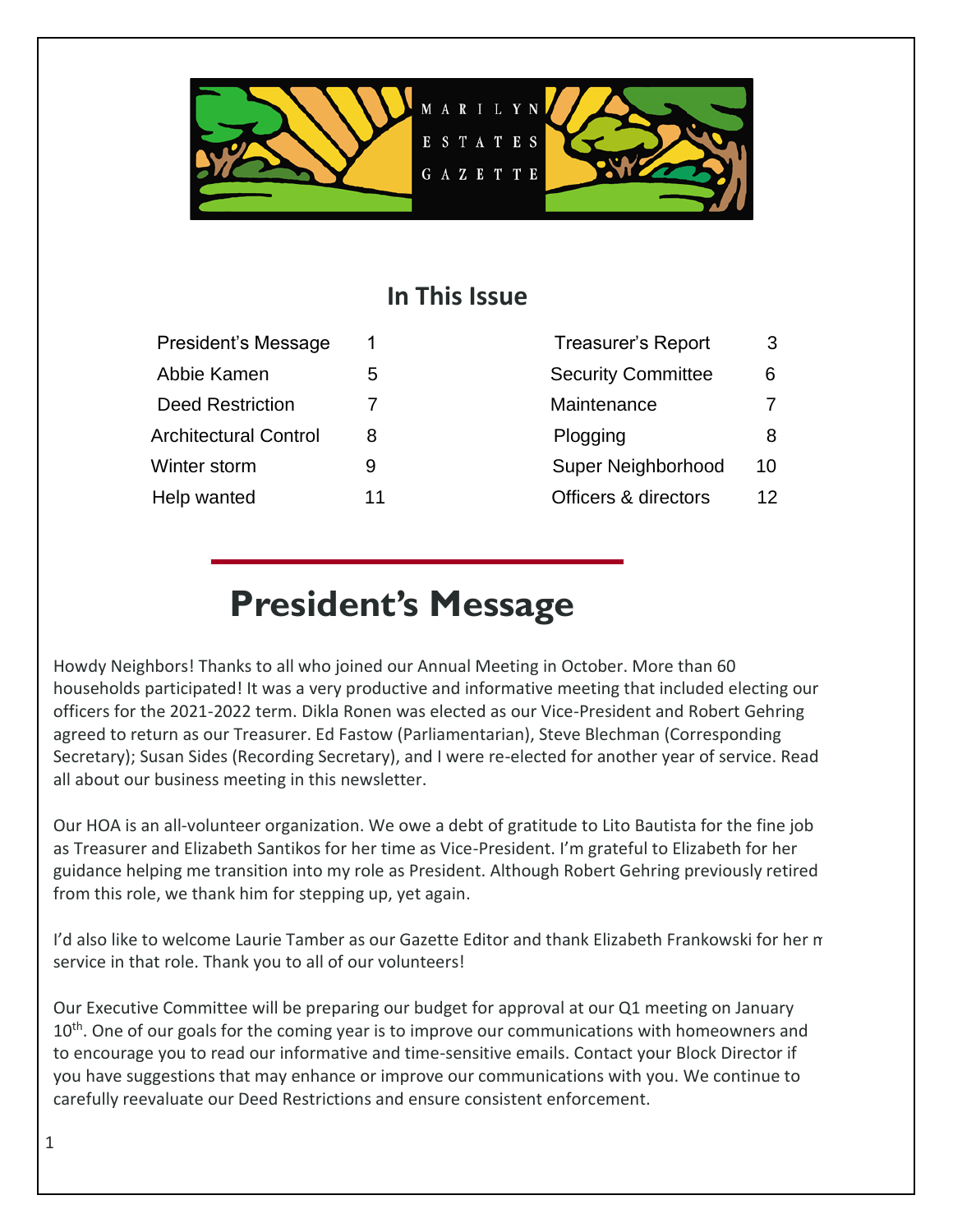# MARILYN ESTATES GAZETTE

## In This Issue

| | | | |
|---|---|---|---|
| President's Message | 1 | Treasurer's Report | 3 |
| Abbie Kamen | 5 | Security Committee | 6 |
| Deed Restriction | 7 | Maintenance | 7 |
| Architectural Control | 8 | Plogging | 8 |
| Winter storm | 9 | Super Neighborhood | 10 |
| Help wanted | 11 | Officers & directors | 12 |

# President's Message

Howdy Neighbors! Thanks to all who joined our Annual Meeting in October. More than 60 households participated! It was a very productive and informative meeting that included electing our officers for the 2021-2022 term. Dikla Ronen was elected as our Vice-President and Robert Gehring agreed to return as our Treasurer. Ed Fastow (Parliamentarian), Steve Blechman (Corresponding Secretary); Susan Sides (Recording Secretary), and I were re-elected for another year of service. Read all about our business meeting in this newsletter.

Our HOA is an all-volunteer organization. We owe a debt of gratitude to Lito Bautista for the fine job as Treasurer and Elizabeth Santikos for her time as Vice-President. I'm grateful to Elizabeth for her guidance helping me transition into my role as President. Although Robert Gehring previously retired from this role, we thank him for stepping up, yet again.

I'd also like to welcome Laurie Tamber as our Gazette Editor and thank Elizabeth Frankowski for her m service in that role. Thank you to all of our volunteers!

Our Executive Committee will be preparing our budget for approval at our Q1 meeting on January 10th. One of our goals for the coming year is to improve our communications with homeowners and to encourage you to read our informative and time-sensitive emails. Contact your Block Director if you have suggestions that may enhance or improve our communications with you. We continue to carefully reevaluate our Deed Restrictions and ensure consistent enforcement.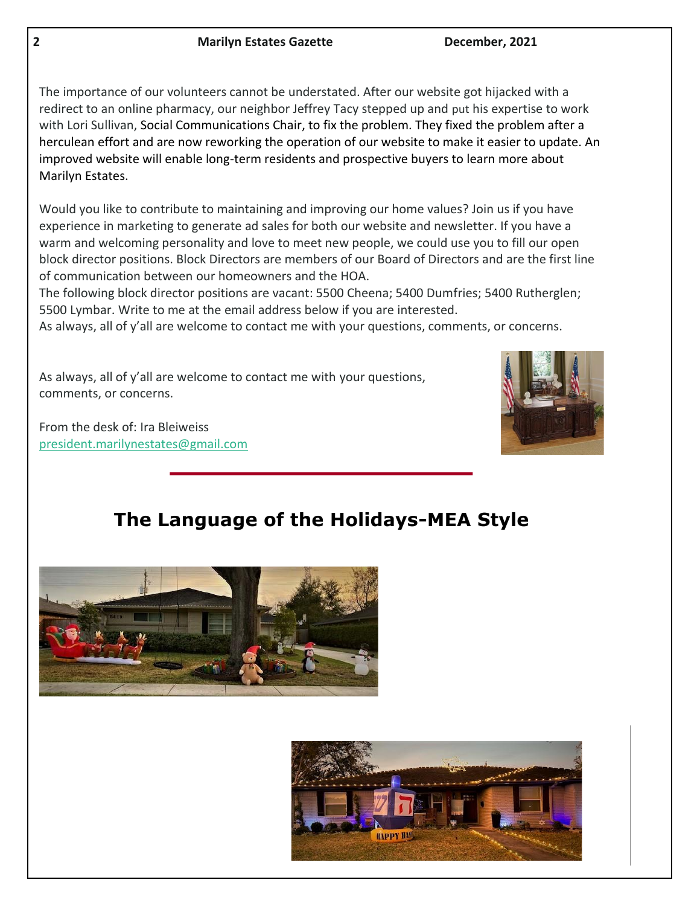The importance of our volunteers cannot be understated. After our website got hijacked with a redirect to an online pharmacy, our neighbor Jeffrey Tacy stepped up and put his expertise to work with Lori Sullivan, Social Communications Chair, to fix the problem. They fixed the problem after a herculean effort and are now reworking the operation of our website to make it easier to update. An improved website will enable long-term residents and prospective buyers to learn more about Marilyn Estates.

Would you like to contribute to maintaining and improving our home values? Join us if you have experience in marketing to generate ad sales for both our website and newsletter. If you have a warm and welcoming personality and love to meet new people, we could use you to fill our open block director positions. Block Directors are members of our Board of Directors and are the first line of communication between our homeowners and the HOA.
The following block director positions are vacant: 5500 Cheena; 5400 Dumfries; 5400 Rutherglen; 5500 Lymbar. Write to me at the email address below if you are interested.
As always, all of y'all are welcome to contact me with your questions, comments, or concerns.

As always, all of y'all are welcome to contact me with your questions, comments, or concerns.

From the desk of: Ira Bleiweiss
president.marilynestates@gmail.com

# The Language of the Holidays-MEA Style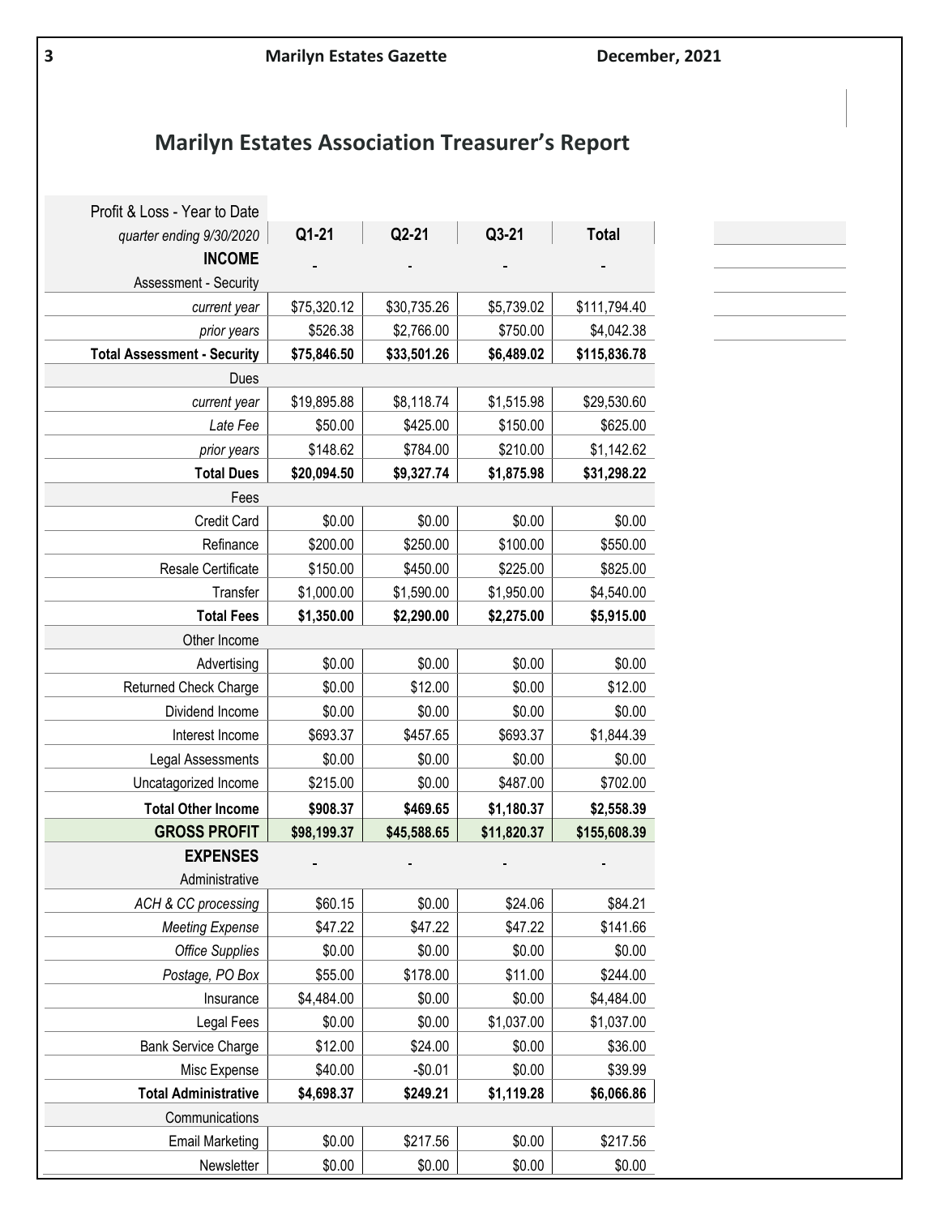## Marilyn Estates Association Treasurer's Report

| Profit & Loss - Year to Date *quarter ending 9/30/2020* | Q1-21 | Q2-21 | Q3-21 | Total |
|---|---|---|---|---|
| **INCOME** | - | - | - | - |
| Assessment - Security | | | | |
| *current year* | $75,320.12 | $30,735.26 | $5,739.02 | $111,794.40 |
| *prior years* | $526.38 | $2,766.00 | $750.00 | $4,042.38 |
| **Total Assessment - Security** | **$75,846.50** | **$33,501.26** | **$6,489.02** | **$115,836.78** |
| Dues | | | | |
| *current year* | $19,895.88 | $8,118.74 | $1,515.98 | $29,530.60 |
| *Late Fee* | $50.00 | $425.00 | $150.00 | $625.00 |
| *prior years* | $148.62 | $784.00 | $210.00 | $1,142.62 |
| **Total Dues** | **$20,094.50** | **$9,327.74** | **$1,875.98** | **$31,298.22** |
| Fees | | | | |
| Credit Card | $0.00 | $0.00 | $0.00 | $0.00 |
| Refinance | $200.00 | $250.00 | $100.00 | $550.00 |
| Resale Certificate | $150.00 | $450.00 | $225.00 | $825.00 |
| Transfer | $1,000.00 | $1,590.00 | $1,950.00 | $4,540.00 |
| **Total Fees** | **$1,350.00** | **$2,290.00** | **$2,275.00** | **$5,915.00** |
| Other Income | | | | |
| Advertising | $0.00 | $0.00 | $0.00 | $0.00 |
| Returned Check Charge | $0.00 | $12.00 | $0.00 | $12.00 |
| Dividend Income | $0.00 | $0.00 | $0.00 | $0.00 |
| Interest Income | $693.37 | $457.65 | $693.37 | $1,844.39 |
| Legal Assessments | $0.00 | $0.00 | $0.00 | $0.00 |
| Uncatagorized Income | $215.00 | $0.00 | $487.00 | $702.00 |
| **Total Other Income** | **$908.37** | **$469.65** | **$1,180.37** | **$2,558.39** |
| **GROSS PROFIT** | **$98,199.37** | **$45,588.65** | **$11,820.37** | **$155,608.39** |
| **EXPENSES** | - | - | - | - |
| Administrative | | | | |
| *ACH & CC processing* | $60.15 | $0.00 | $24.06 | $84.21 |
| *Meeting Expense* | $47.22 | $47.22 | $47.22 | $141.66 |
| *Office Supplies* | $0.00 | $0.00 | $0.00 | $0.00 |
| *Postage, PO Box* | $55.00 | $178.00 | $11.00 | $244.00 |
| Insurance | $4,484.00 | $0.00 | $0.00 | $4,484.00 |
| Legal Fees | $0.00 | $0.00 | $1,037.00 | $1,037.00 |
| Bank Service Charge | $12.00 | $24.00 | $0.00 | $36.00 |
| Misc Expense | $40.00 | -$0.01 | $0.00 | $39.99 |
| **Total Administrative** | **$4,698.37** | **$249.21** | **$1,119.28** | **$6,066.86** |
| Communications | | | | |
| Email Marketing | $0.00 | $217.56 | $0.00 | $217.56 |
| Newsletter | $0.00 | $0.00 | $0.00 | $0.00 |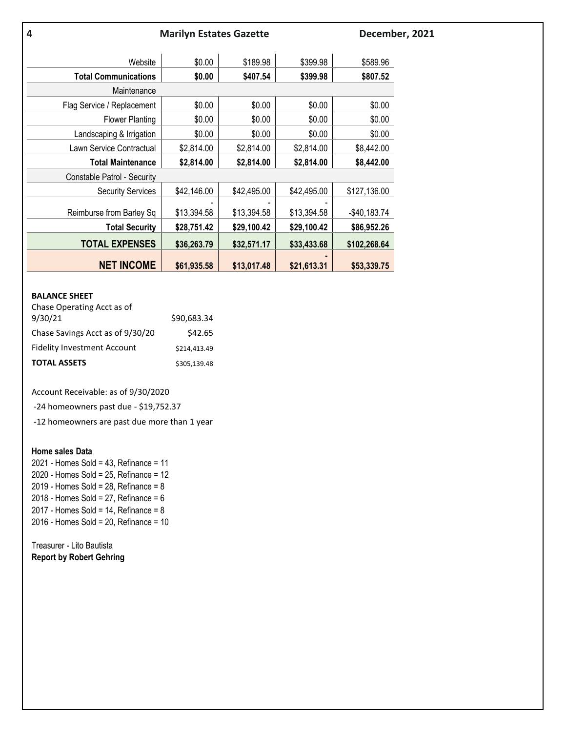| | | | | |
|---|---|---|---|---|
| Website | $0.00 | $189.98 | $399.98 | $589.96 |
| **Total Communications** | **$0.00** | **$407.54** | **$399.98** | **$807.52** |
| Maintenance | | | | |
| Flag Service / Replacement | $0.00 | $0.00 | $0.00 | $0.00 |
| Flower Planting | $0.00 | $0.00 | $0.00 | $0.00 |
| Landscaping & Irrigation | $0.00 | $0.00 | $0.00 | $0.00 |
| Lawn Service Contractual | $2,814.00 | $2,814.00 | $2,814.00 | $8,442.00 |
| **Total Maintenance** | **$2,814.00** | **$2,814.00** | **$2,814.00** | **$8,442.00** |
| Constable Patrol - Security | | | | |
| Security Services | $42,146.00 | $42,495.00 | $42,495.00 | $127,136.00 |
| Reimburse from Barley Sq | -$13,394.58 | -$13,394.58 | -$13,394.58 | -$40,183.74 |
| **Total Security** | **$28,751.42** | **$29,100.42** | **$29,100.42** | **$86,952.26** |
| **TOTAL EXPENSES** | **$36,263.79** | **$32,571.17** | **$33,433.68** | **$102,268.64** |
| **NET INCOME** | **$61,935.58** | **$13,017.48** | **-$21,613.31** | **$53,339.75** |

**BALANCE SHEET**

| | |
|---|---|
| Chase Operating Acct as of 9/30/21 | $90,683.34 |
| Chase Savings Acct as of 9/30/20 | $42.65 |
| Fidelity Investment Account | $214,413.49 |
| **TOTAL ASSETS** | $305,139.48 |

Account Receivable: as of 9/30/2020

-24 homeowners past due - $19,752.37

-12 homeowners are past due more than 1 year

**Home sales Data**

2021 - Homes Sold = 43, Refinance = 11
2020 - Homes Sold = 25, Refinance = 12
2019 - Homes Sold = 28, Refinance = 8
2018 - Homes Sold = 27, Refinance = 6
2017 - Homes Sold = 14, Refinance = 8
2016 - Homes Sold = 20, Refinance = 10

Treasurer - Lito Bautista
**Report by Robert Gehring**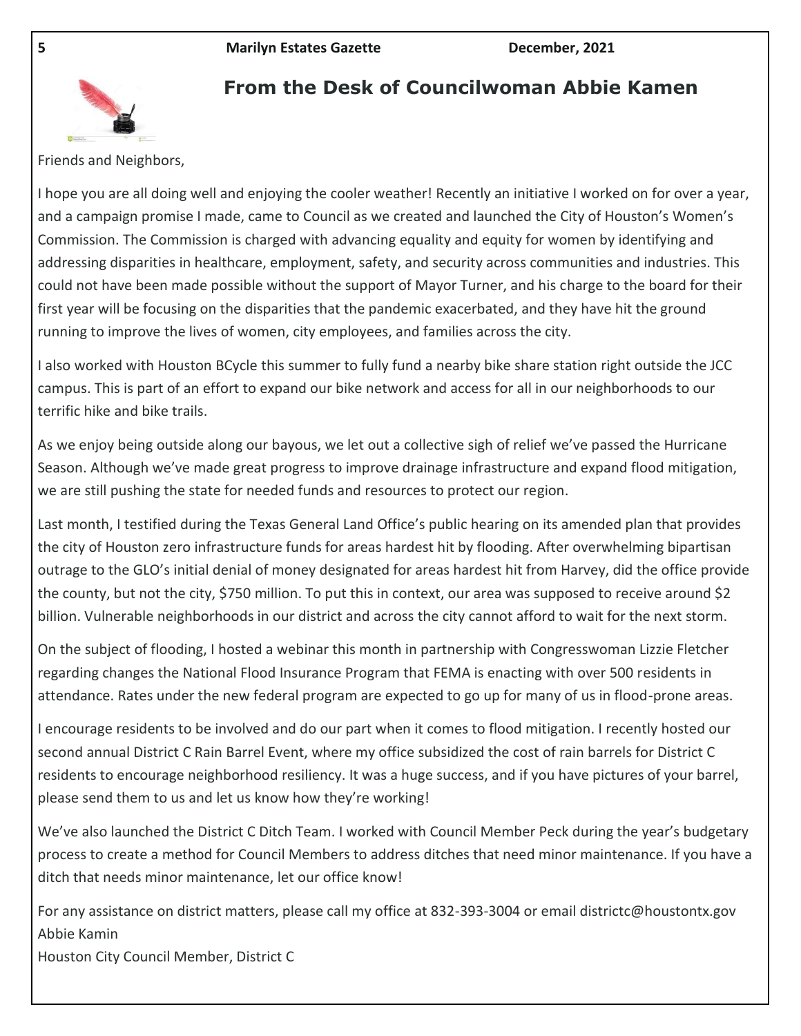## From the Desk of Councilwoman Abbie Kamen

Friends and Neighbors,

I hope you are all doing well and enjoying the cooler weather! Recently an initiative I worked on for over a year, and a campaign promise I made, came to Council as we created and launched the City of Houston's Women's Commission. The Commission is charged with advancing equality and equity for women by identifying and addressing disparities in healthcare, employment, safety, and security across communities and industries. This could not have been made possible without the support of Mayor Turner, and his charge to the board for their first year will be focusing on the disparities that the pandemic exacerbated, and they have hit the ground running to improve the lives of women, city employees, and families across the city.

I also worked with Houston BCycle this summer to fully fund a nearby bike share station right outside the JCC campus. This is part of an effort to expand our bike network and access for all in our neighborhoods to our terrific hike and bike trails.

As we enjoy being outside along our bayous, we let out a collective sigh of relief we've passed the Hurricane Season. Although we've made great progress to improve drainage infrastructure and expand flood mitigation, we are still pushing the state for needed funds and resources to protect our region.

Last month, I testified during the Texas General Land Office's public hearing on its amended plan that provides the city of Houston zero infrastructure funds for areas hardest hit by flooding. After overwhelming bipartisan outrage to the GLO's initial denial of money designated for areas hardest hit from Harvey, did the office provide the county, but not the city, $750 million. To put this in context, our area was supposed to receive around $2 billion. Vulnerable neighborhoods in our district and across the city cannot afford to wait for the next storm.

On the subject of flooding, I hosted a webinar this month in partnership with Congresswoman Lizzie Fletcher regarding changes the National Flood Insurance Program that FEMA is enacting with over 500 residents in attendance. Rates under the new federal program are expected to go up for many of us in flood-prone areas.

I encourage residents to be involved and do our part when it comes to flood mitigation. I recently hosted our second annual District C Rain Barrel Event, where my office subsidized the cost of rain barrels for District C residents to encourage neighborhood resiliency. It was a huge success, and if you have pictures of your barrel, please send them to us and let us know how they're working!

We've also launched the District C Ditch Team. I worked with Council Member Peck during the year's budgetary process to create a method for Council Members to address ditches that need minor maintenance. If you have a ditch that needs minor maintenance, let our office know!

For any assistance on district matters, please call my office at 832-393-3004 or email districtc@houstontx.gov

Abbie Kamin

Houston City Council Member, District C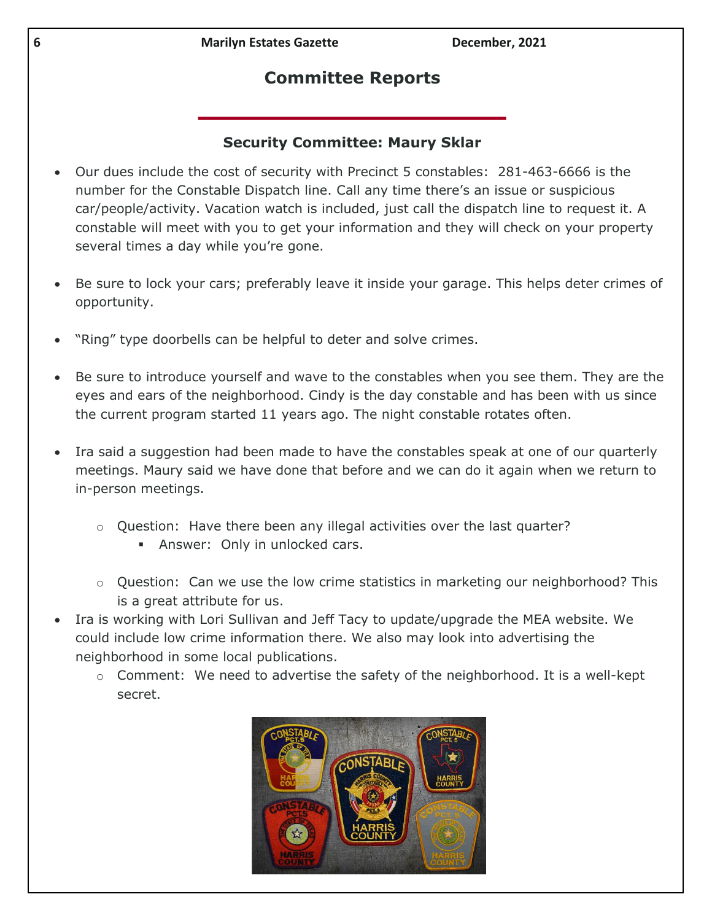## Committee Reports

### Security Committee: Maury Sklar

- Our dues include the cost of security with Precinct 5 constables: 281-463-6666 is the number for the Constable Dispatch line. Call any time there's an issue or suspicious car/people/activity. Vacation watch is included, just call the dispatch line to request it. A constable will meet with you to get your information and they will check on your property several times a day while you're gone.

- Be sure to lock your cars; preferably leave it inside your garage. This helps deter crimes of opportunity.

- "Ring" type doorbells can be helpful to deter and solve crimes.

- Be sure to introduce yourself and wave to the constables when you see them. They are the eyes and ears of the neighborhood. Cindy is the day constable and has been with us since the current program started 11 years ago. The night constable rotates often.

- Ira said a suggestion had been made to have the constables speak at one of our quarterly meetings. Maury said we have done that before and we can do it again when we return to in-person meetings.
  - Question: Have there been any illegal activities over the last quarter?
    - Answer: Only in unlocked cars.
  - Question: Can we use the low crime statistics in marketing our neighborhood? This is a great attribute for us.
- Ira is working with Lori Sullivan and Jeff Tacy to update/upgrade the MEA website. We could include low crime information there. We also may look into advertising the neighborhood in some local publications.
  - Comment: We need to advertise the safety of the neighborhood. It is a well-kept secret.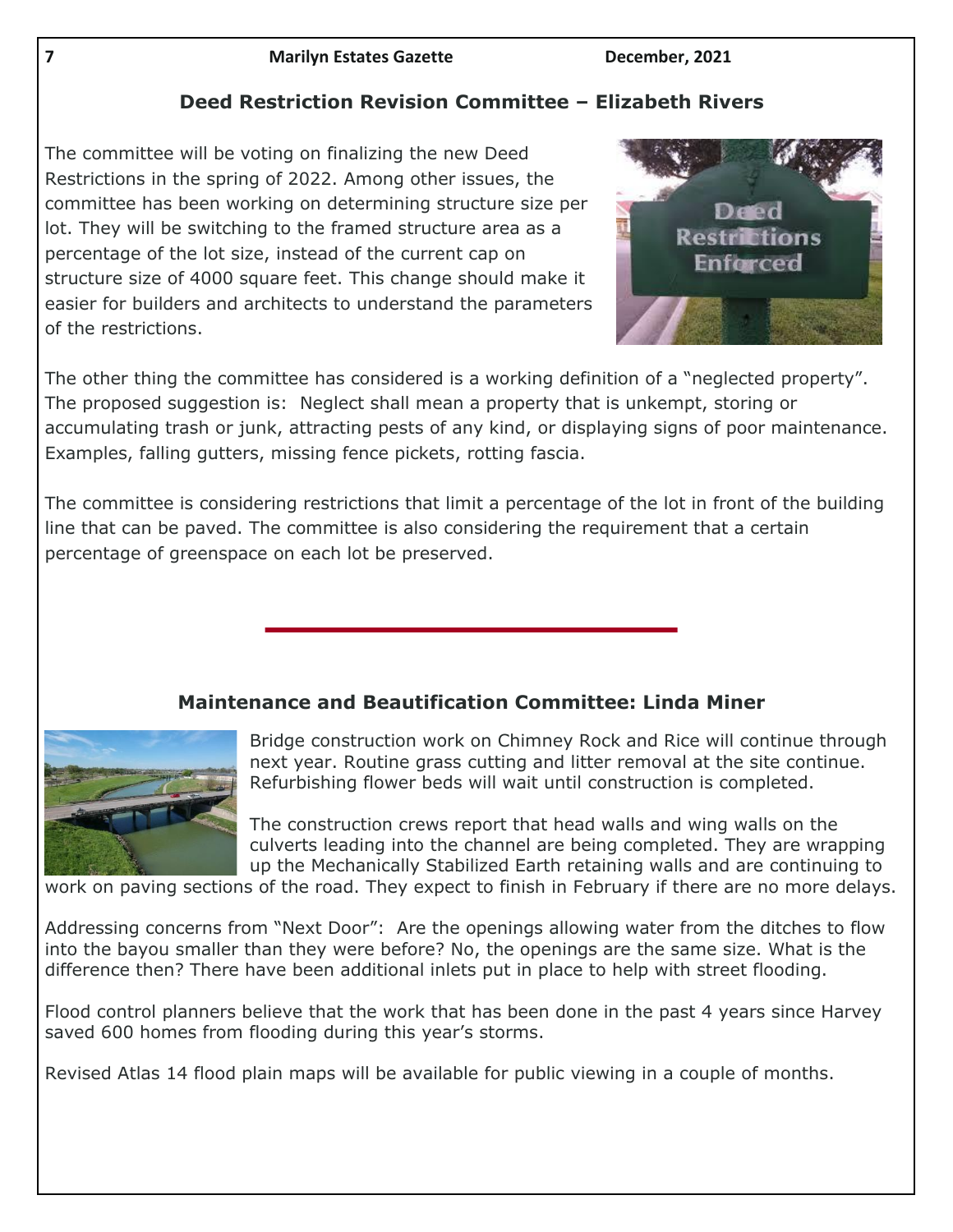## Deed Restriction Revision Committee – Elizabeth Rivers

The committee will be voting on finalizing the new Deed Restrictions in the spring of 2022. Among other issues, the committee has been working on determining structure size per lot. They will be switching to the framed structure area as a percentage of the lot size, instead of the current cap on structure size of 4000 square feet. This change should make it easier for builders and architects to understand the parameters of the restrictions.

The other thing the committee has considered is a working definition of a "neglected property". The proposed suggestion is: Neglect shall mean a property that is unkempt, storing or accumulating trash or junk, attracting pests of any kind, or displaying signs of poor maintenance. Examples, falling gutters, missing fence pickets, rotting fascia.

The committee is considering restrictions that limit a percentage of the lot in front of the building line that can be paved. The committee is also considering the requirement that a certain percentage of greenspace on each lot be preserved.

---

## Maintenance and Beautification Committee: Linda Miner

Bridge construction work on Chimney Rock and Rice will continue through next year. Routine grass cutting and litter removal at the site continue. Refurbishing flower beds will wait until construction is completed.

The construction crews report that head walls and wing walls on the culverts leading into the channel are being completed. They are wrapping up the Mechanically Stabilized Earth retaining walls and are continuing to work on paving sections of the road. They expect to finish in February if there are no more delays.

Addressing concerns from "Next Door": Are the openings allowing water from the ditches to flow into the bayou smaller than they were before? No, the openings are the same size. What is the difference then? There have been additional inlets put in place to help with street flooding.

Flood control planners believe that the work that has been done in the past 4 years since Harvey saved 600 homes from flooding during this year's storms.

Revised Atlas 14 flood plain maps will be available for public viewing in a couple of months.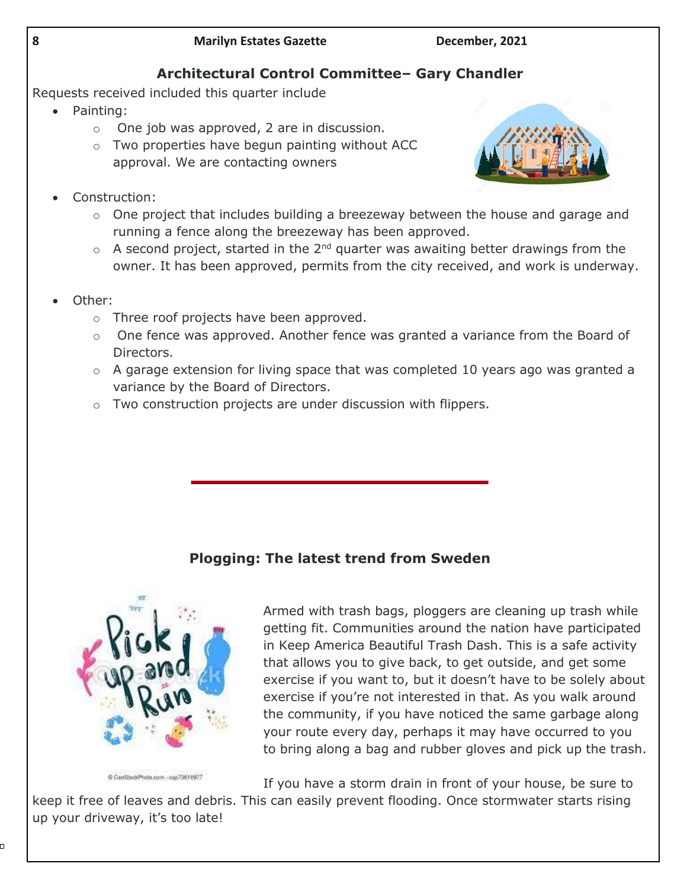## Architectural Control Committee– Gary Chandler

Requests received included this quarter include

- Painting:
  - One job was approved, 2 are in discussion.
  - Two properties have begun painting without ACC approval. We are contacting owners
- Construction:
  - One project that includes building a breezeway between the house and garage and running a fence along the breezeway has been approved.
  - A second project, started in the 2nd quarter was awaiting better drawings from the owner. It has been approved, permits from the city received, and work is underway.
- Other:
  - Three roof projects have been approved.
  - One fence was approved. Another fence was granted a variance from the Board of Directors.
  - A garage extension for living space that was completed 10 years ago was granted a variance by the Board of Directors.
  - Two construction projects are under discussion with flippers.

---

## Plogging: The latest trend from Sweden

Armed with trash bags, ploggers are cleaning up trash while getting fit. Communities around the nation have participated in Keep America Beautiful Trash Dash. This is a safe activity that allows you to give back, to get outside, and get some exercise if you want to, but it doesn't have to be solely about exercise if you're not interested in that. As you walk around the community, if you have noticed the same garbage along your route every day, perhaps it may have occurred to you to bring along a bag and rubber gloves and pick up the trash.

If you have a storm drain in front of your house, be sure to keep it free of leaves and debris. This can easily prevent flooding. Once stormwater starts rising up your driveway, it's too late!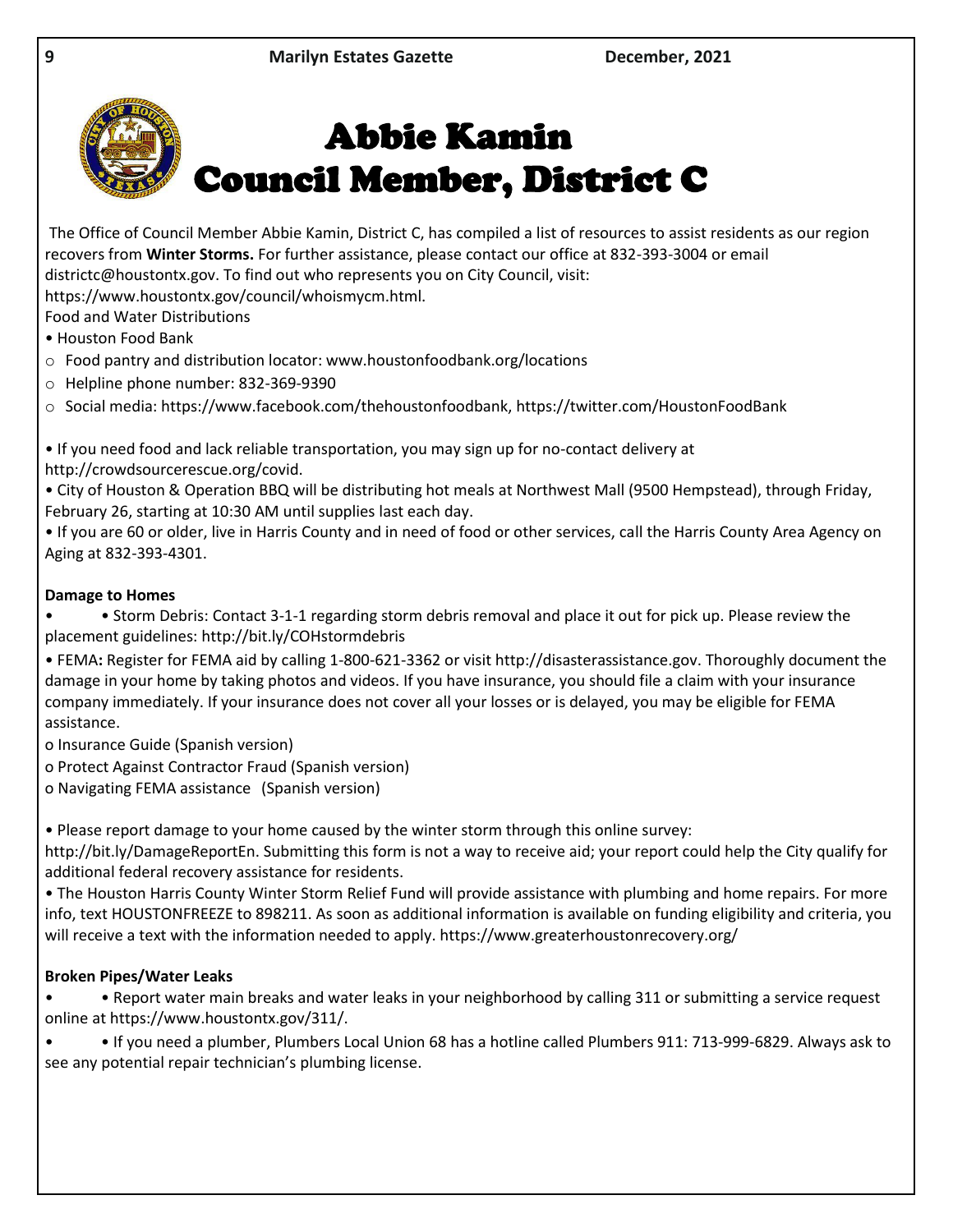# Abbie Kamin
# Council Member, District C

The Office of Council Member Abbie Kamin, District C, has compiled a list of resources to assist residents as our region recovers from **Winter Storms.** For further assistance, please contact our office at 832-393-3004 or email districtc@houstontx.gov. To find out who represents you on City Council, visit: https://www.houstontx.gov/council/whoismycm.html.

Food and Water Distributions

- Houston Food Bank
  - Food pantry and distribution locator: www.houstonfoodbank.org/locations
  - Helpline phone number: 832-369-9390
  - Social media: https://www.facebook.com/thehoustonfoodbank, https://twitter.com/HoustonFoodBank

- If you need food and lack reliable transportation, you may sign up for no-contact delivery at http://crowdsourcerescue.org/covid.
- City of Houston & Operation BBQ will be distributing hot meals at Northwest Mall (9500 Hempstead), through Friday, February 26, starting at 10:30 AM until supplies last each day.
- If you are 60 or older, live in Harris County and in need of food or other services, call the Harris County Area Agency on Aging at 832-393-4301.

**Damage to Homes**

- • Storm Debris: Contact 3-1-1 regarding storm debris removal and place it out for pick up. Please review the placement guidelines: http://bit.ly/COHstormdebris
- FEMA**:** Register for FEMA aid by calling 1-800-621-3362 or visit http://disasterassistance.gov. Thoroughly document the damage in your home by taking photos and videos. If you have insurance, you should file a claim with your insurance company immediately. If your insurance does not cover all your losses or is delayed, you may be eligible for FEMA assistance.
  - o Insurance Guide (Spanish version)
  - o Protect Against Contractor Fraud (Spanish version)
  - o Navigating FEMA assistance (Spanish version)

- Please report damage to your home caused by the winter storm through this online survey: http://bit.ly/DamageReportEn. Submitting this form is not a way to receive aid; your report could help the City qualify for additional federal recovery assistance for residents.
- The Houston Harris County Winter Storm Relief Fund will provide assistance with plumbing and home repairs. For more info, text HOUSTONFREEZE to 898211. As soon as additional information is available on funding eligibility and criteria, you will receive a text with the information needed to apply. https://www.greaterhoustonrecovery.org/

**Broken Pipes/Water Leaks**

- • Report water main breaks and water leaks in your neighborhood by calling 311 or submitting a service request online at https://www.houstontx.gov/311/.
- • If you need a plumber, Plumbers Local Union 68 has a hotline called Plumbers 911: 713-999-6829. Always ask to see any potential repair technician's plumbing license.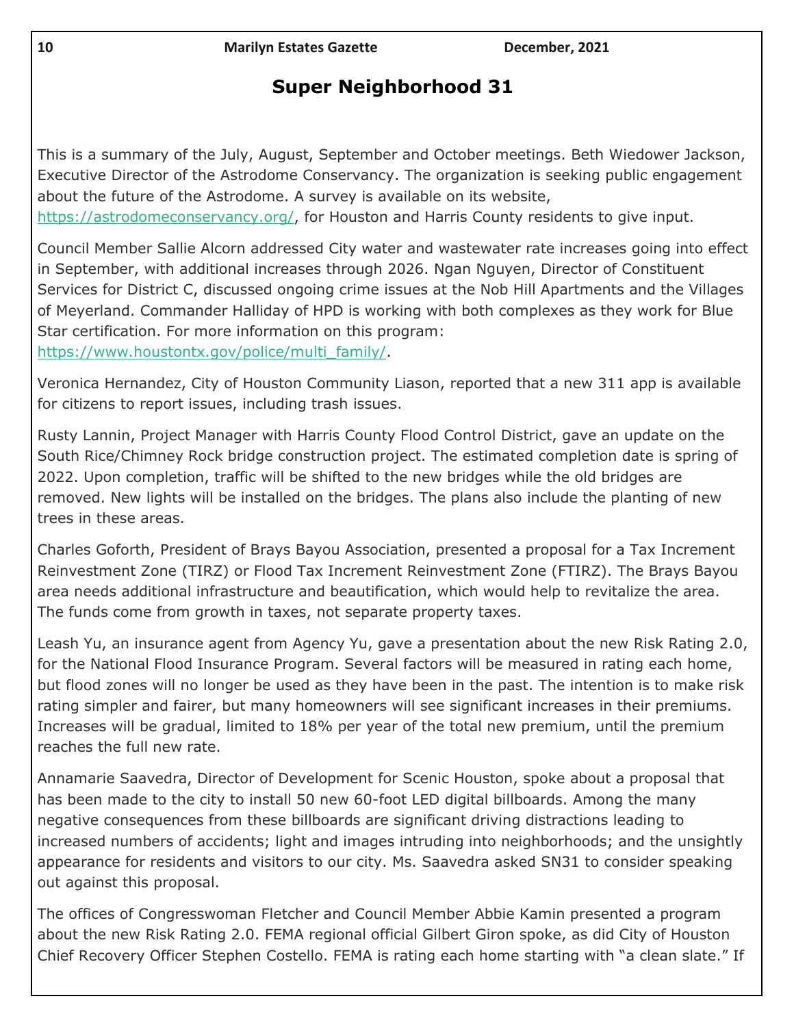# Super Neighborhood 31

This is a summary of the July, August, September and October meetings. Beth Wiedower Jackson, Executive Director of the Astrodome Conservancy. The organization is seeking public engagement about the future of the Astrodome. A survey is available on its website, https://astrodomeconservancy.org/, for Houston and Harris County residents to give input.

Council Member Sallie Alcorn addressed City water and wastewater rate increases going into effect in September, with additional increases through 2026. Ngan Nguyen, Director of Constituent Services for District C, discussed ongoing crime issues at the Nob Hill Apartments and the Villages of Meyerland. Commander Halliday of HPD is working with both complexes as they work for Blue Star certification. For more information on this program: https://www.houstontx.gov/police/multi_family/.

Veronica Hernandez, City of Houston Community Liason, reported that a new 311 app is available for citizens to report issues, including trash issues.

Rusty Lannin, Project Manager with Harris County Flood Control District, gave an update on the South Rice/Chimney Rock bridge construction project. The estimated completion date is spring of 2022. Upon completion, traffic will be shifted to the new bridges while the old bridges are removed. New lights will be installed on the bridges. The plans also include the planting of new trees in these areas.

Charles Goforth, President of Brays Bayou Association, presented a proposal for a Tax Increment Reinvestment Zone (TIRZ) or Flood Tax Increment Reinvestment Zone (FTIRZ). The Brays Bayou area needs additional infrastructure and beautification, which would help to revitalize the area. The funds come from growth in taxes, not separate property taxes.

Leash Yu, an insurance agent from Agency Yu, gave a presentation about the new Risk Rating 2.0, for the National Flood Insurance Program. Several factors will be measured in rating each home, but flood zones will no longer be used as they have been in the past. The intention is to make risk rating simpler and fairer, but many homeowners will see significant increases in their premiums. Increases will be gradual, limited to 18% per year of the total new premium, until the premium reaches the full new rate.

Annamarie Saavedra, Director of Development for Scenic Houston, spoke about a proposal that has been made to the city to install 50 new 60-foot LED digital billboards. Among the many negative consequences from these billboards are significant driving distractions leading to increased numbers of accidents; light and images intruding into neighborhoods; and the unsightly appearance for residents and visitors to our city. Ms. Saavedra asked SN31 to consider speaking out against this proposal.

The offices of Congresswoman Fletcher and Council Member Abbie Kamin presented a program about the new Risk Rating 2.0. FEMA regional official Gilbert Giron spoke, as did City of Houston Chief Recovery Officer Stephen Costello. FEMA is rating each home starting with "a clean slate." If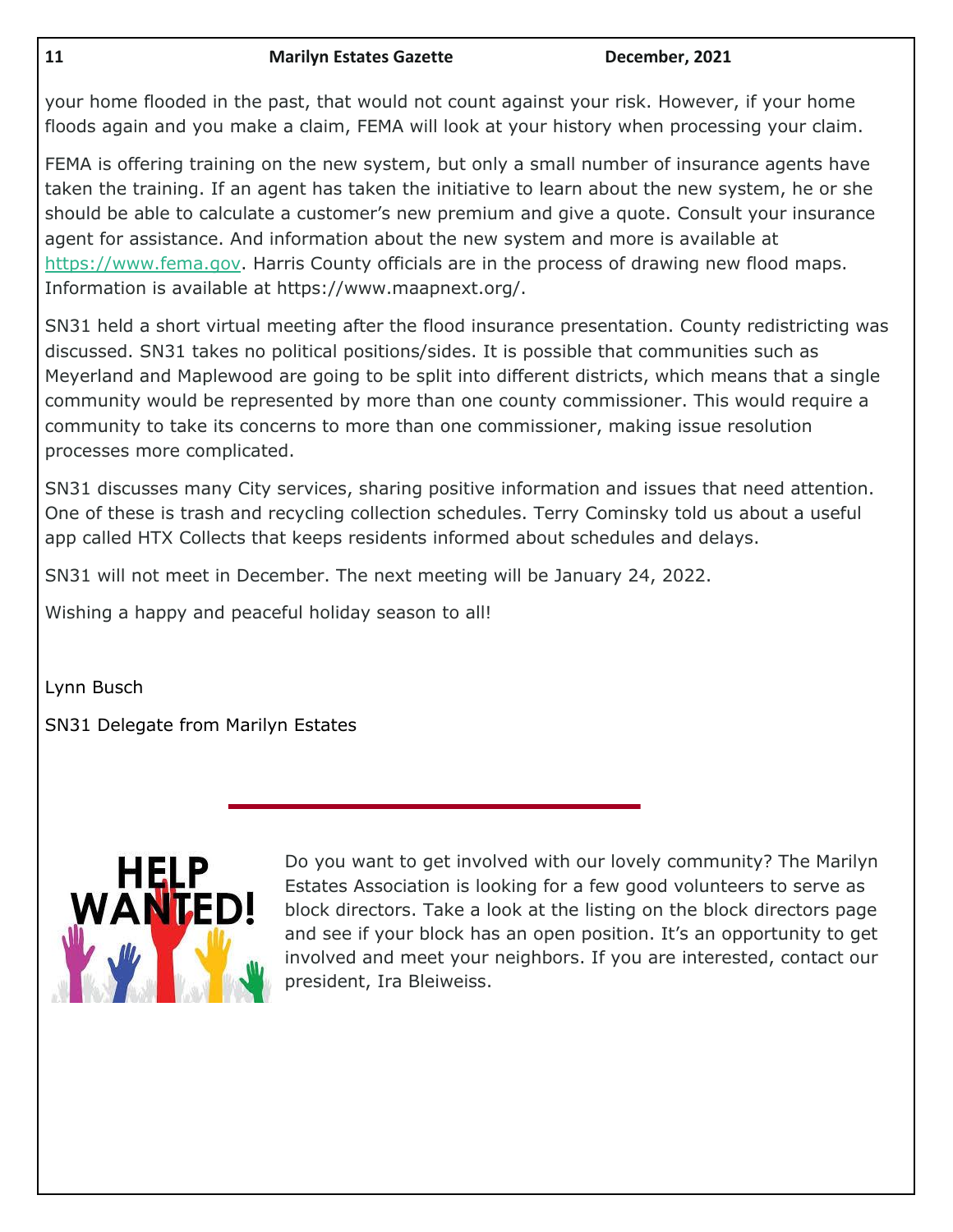your home flooded in the past, that would not count against your risk. However, if your home floods again and you make a claim, FEMA will look at your history when processing your claim.

FEMA is offering training on the new system, but only a small number of insurance agents have taken the training. If an agent has taken the initiative to learn about the new system, he or she should be able to calculate a customer's new premium and give a quote. Consult your insurance agent for assistance. And information about the new system and more is available at https://www.fema.gov. Harris County officials are in the process of drawing new flood maps. Information is available at https://www.maapnext.org/.

SN31 held a short virtual meeting after the flood insurance presentation. County redistricting was discussed. SN31 takes no political positions/sides. It is possible that communities such as Meyerland and Maplewood are going to be split into different districts, which means that a single community would be represented by more than one county commissioner. This would require a community to take its concerns to more than one commissioner, making issue resolution processes more complicated.

SN31 discusses many City services, sharing positive information and issues that need attention. One of these is trash and recycling collection schedules. Terry Cominsky told us about a useful app called HTX Collects that keeps residents informed about schedules and delays.

SN31 will not meet in December. The next meeting will be January 24, 2022.

Wishing a happy and peaceful holiday season to all!

Lynn Busch

SN31 Delegate from Marilyn Estates

---

**HELP WANTED!**

Do you want to get involved with our lovely community? The Marilyn Estates Association is looking for a few good volunteers to serve as block directors. Take a look at the listing on the block directors page and see if your block has an open position. It's an opportunity to get involved and meet your neighbors. If you are interested, contact our president, Ira Bleiweiss.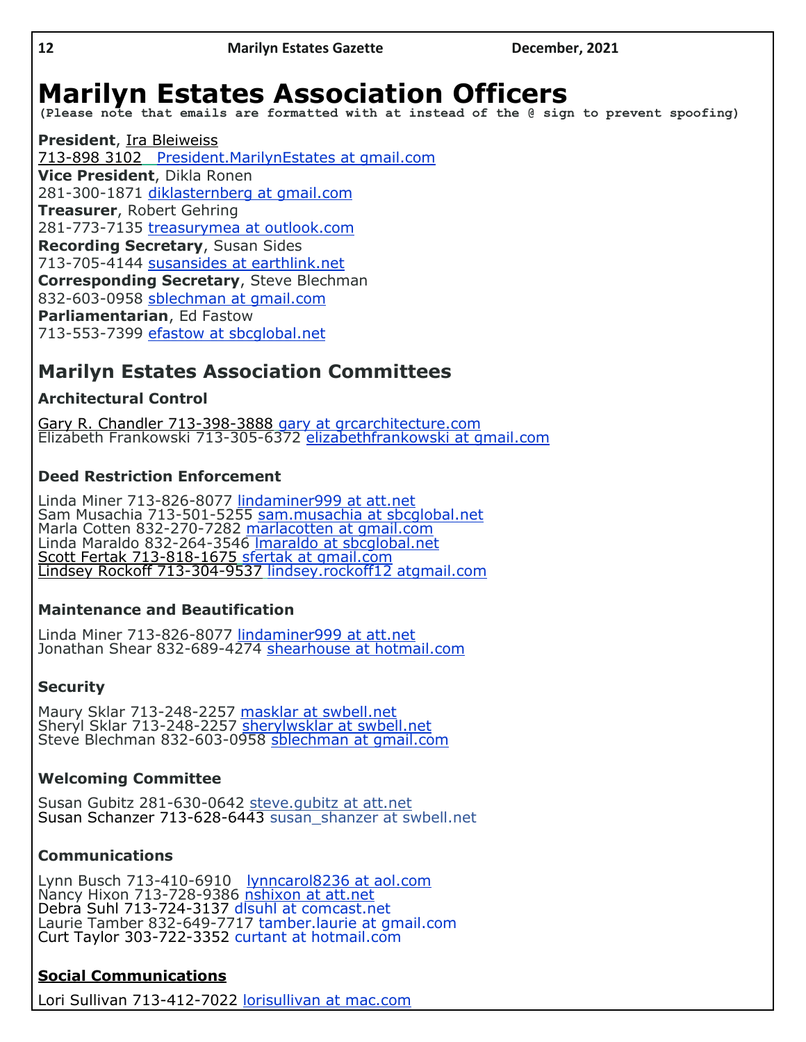# Marilyn Estates Association Officers

**(Please note that emails are formatted with at instead of the @ sign to prevent spoofing)**

**President**, Ira Bleiweiss
713-898 3102 President.MarilynEstates at gmail.com
**Vice President**, Dikla Ronen
281-300-1871 diklasternberg at gmail.com
**Treasurer**, Robert Gehring
281-773-7135 treasurymea at outlook.com
**Recording Secretary**, Susan Sides
713-705-4144 susansides at earthlink.net
**Corresponding Secretary**, Steve Blechman
832-603-0958 sblechman at gmail.com
**Parliamentarian**, Ed Fastow
713-553-7399 efastow at sbcglobal.net

## Marilyn Estates Association Committees

### Architectural Control

Gary R. Chandler 713-398-3888 gary at grcarchitecture.com
Elizabeth Frankowski 713-305-6372 elizabethfrankowski at gmail.com

### Deed Restriction Enforcement

Linda Miner 713-826-8077 lindaminer999 at att.net
Sam Musachia 713-501-5255 sam.musachia at sbcglobal.net
Marla Cotten 832-270-7282 marlacotten at gmail.com
Linda Maraldo 832-264-3546 lmaraldo at sbcglobal.net
Scott Fertak 713-818-1675 sfertak at gmail.com
Lindsey Rockoff 713-304-9537 lindsey.rockoff12 atgmail.com

### Maintenance and Beautification

Linda Miner 713-826-8077 lindaminer999 at att.net
Jonathan Shear 832-689-4274 shearhouse at hotmail.com

### Security

Maury Sklar 713-248-2257 masklar at swbell.net
Sheryl Sklar 713-248-2257 sherylwsklar at swbell.net
Steve Blechman 832-603-0958 sblechman at gmail.com

### Welcoming Committee

Susan Gubitz 281-630-0642 steve.gubitz at att.net
Susan Schanzer 713-628-6443 susan_shanzer at swbell.net

### Communications

Lynn Busch 713-410-6910 lynncarol8236 at aol.com
Nancy Hixon 713-728-9386 nshixon at att.net
Debra Suhl 713-724-3137 dlsuhl at comcast.net
Laurie Tamber 832-649-7717 tamber.laurie at gmail.com
Curt Taylor 303-722-3352 curtant at hotmail.com

### Social Communications

Lori Sullivan 713-412-7022 lorisullivan at mac.com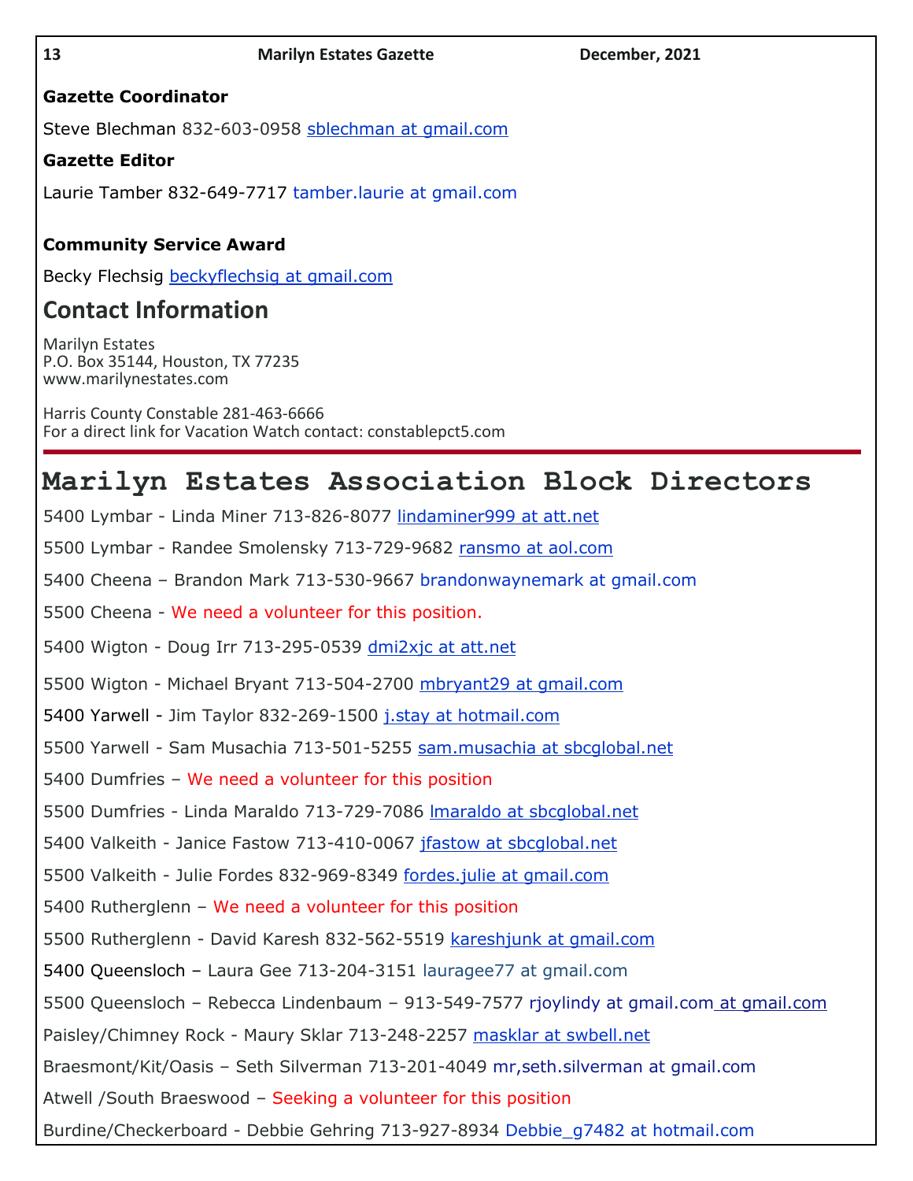**Gazette Coordinator**

Steve Blechman 832-603-0958 sblechman at gmail.com

**Gazette Editor**

Laurie Tamber 832-649-7717 tamber.laurie at gmail.com

**Community Service Award**

Becky Flechsig beckyflechsig at gmail.com

## Contact Information

Marilyn Estates
P.O. Box 35144, Houston, TX 77235
www.marilynestates.com

Harris County Constable 281-463-6666
For a direct link for Vacation Watch contact: constablepct5.com

# Marilyn Estates Association Block Directors

5400 Lymbar - Linda Miner 713-826-8077 lindaminer999 at att.net

5500 Lymbar - Randee Smolensky 713-729-9682 ransmo at aol.com

5400 Cheena – Brandon Mark 713-530-9667 brandonwaynemark at gmail.com

5500 Cheena - We need a volunteer for this position.

5400 Wigton - Doug Irr 713-295-0539 dmi2xjc at att.net

5500 Wigton - Michael Bryant 713-504-2700 mbryant29 at gmail.com

5400 Yarwell - Jim Taylor 832-269-1500 j.stay at hotmail.com

5500 Yarwell - Sam Musachia 713-501-5255 sam.musachia at sbcglobal.net

5400 Dumfries – We need a volunteer for this position

5500 Dumfries - Linda Maraldo 713-729-7086 lmaraldo at sbcglobal.net

5400 Valkeith - Janice Fastow 713-410-0067 jfastow at sbcglobal.net

5500 Valkeith - Julie Fordes 832-969-8349 fordes.julie at gmail.com

5400 Rutherglenn – We need a volunteer for this position

5500 Rutherglenn - David Karesh 832-562-5519 kareshjunk at gmail.com

5400 Queensloch – Laura Gee 713-204-3151 lauragee77 at gmail.com

5500 Queensloch – Rebecca Lindenbaum – 913-549-7577 rjoylindy at gmail.com at gmail.com

Paisley/Chimney Rock - Maury Sklar 713-248-2257 masklar at swbell.net

Braesmont/Kit/Oasis – Seth Silverman 713-201-4049 mr,seth.silverman at gmail.com

Atwell /South Braeswood – Seeking a volunteer for this position

Burdine/Checkerboard - Debbie Gehring 713-927-8934 Debbie_g7482 at hotmail.com